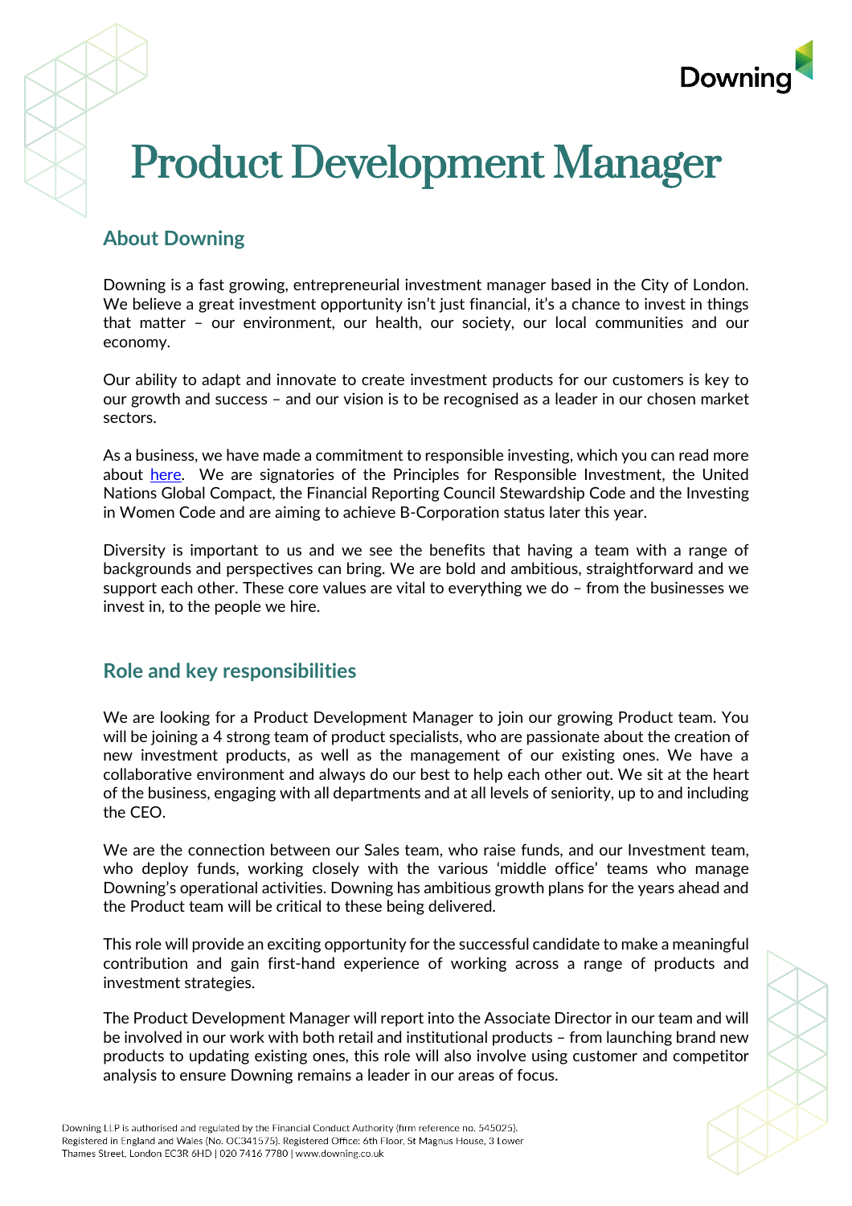# Product Development Manager

## About Downing

Downing is a fast growing, entrepreneurial investment manager based in the City of London. We believe a great investment opportunity isn't just financial, it's a chance to invest in things that matter – our environment, our health, our society, our local communities and our economy.

Our ability to adapt and innovate to create investment products for our customers is key to our growth and success – and our vision is to be recognised as a leader in our chosen market sectors.

As a business, we have made a commitment to responsible investing, which you can read more about here. We are signatories of the Principles for Responsible Investment, the United Nations Global Compact, the Financial Reporting Council Stewardship Code and the Investing in Women Code and are aiming to achieve B-Corporation status later this year.

Diversity is important to us and we see the benefits that having a team with a range of backgrounds and perspectives can bring. We are bold and ambitious, straightforward and we support each other. These core values are vital to everything we do – from the businesses we invest in, to the people we hire.

## Role and key responsibilities

We are looking for a Product Development Manager to join our growing Product team. You will be joining a 4 strong team of product specialists, who are passionate about the creation of new investment products, as well as the management of our existing ones. We have a collaborative environment and always do our best to help each other out. We sit at the heart of the business, engaging with all departments and at all levels of seniority, up to and including the CEO.

We are the connection between our Sales team, who raise funds, and our Investment team, who deploy funds, working closely with the various 'middle office' teams who manage Downing's operational activities. Downing has ambitious growth plans for the years ahead and the Product team will be critical to these being delivered.

This role will provide an exciting opportunity for the successful candidate to make a meaningful contribution and gain first-hand experience of working across a range of products and investment strategies.

The Product Development Manager will report into the Associate Director in our team and will be involved in our work with both retail and institutional products – from launching brand new products to updating existing ones, this role will also involve using customer and competitor analysis to ensure Downing remains a leader in our areas of focus.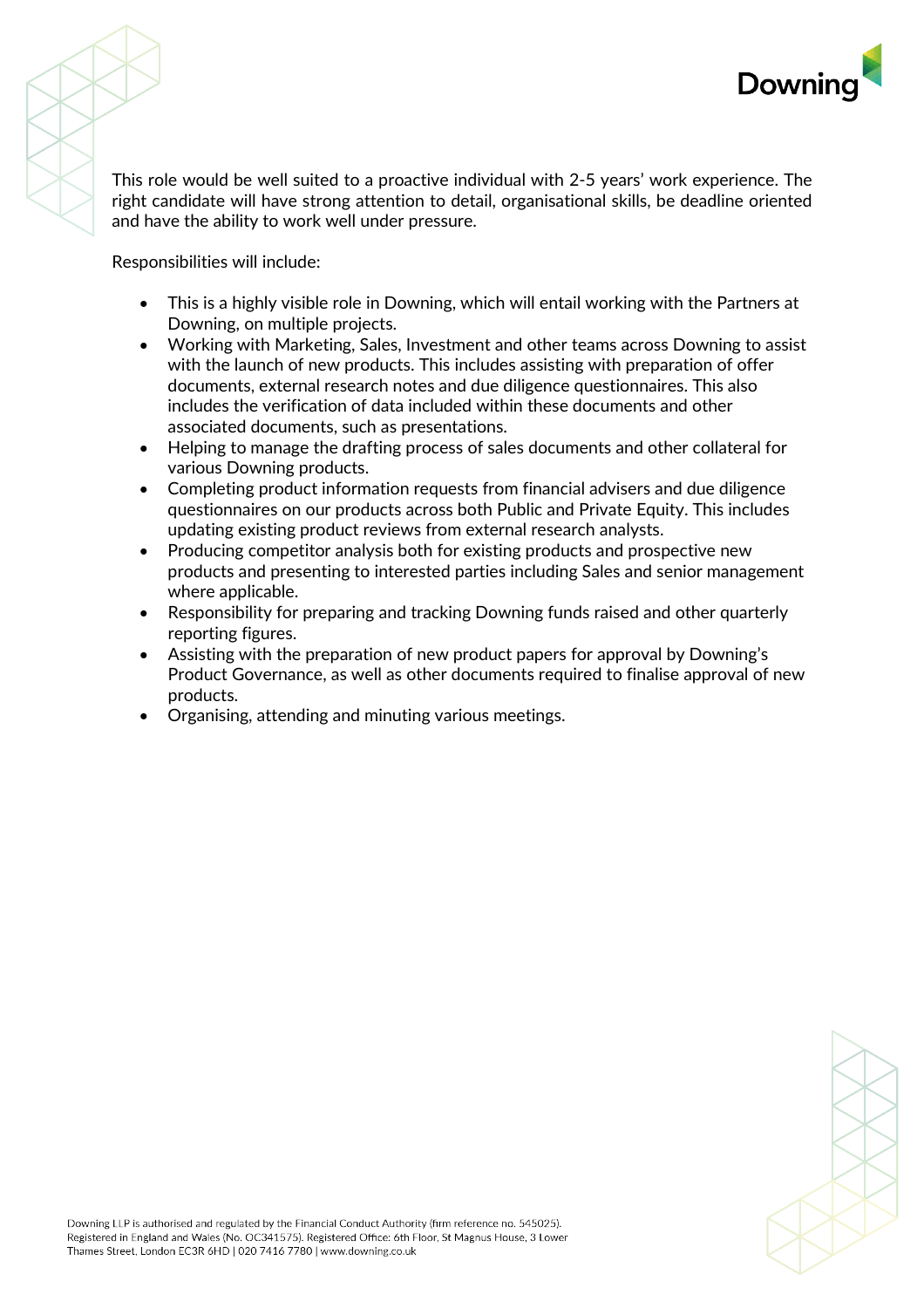This role would be well suited to a proactive individual with 2-5 years' work experience. The right candidate will have strong attention to detail, organisational skills, be deadline oriented and have the ability to work well under pressure.

Responsibilities will include:

- This is a highly visible role in Downing, which will entail working with the Partners at Downing, on multiple projects.
- Working with Marketing, Sales, Investment and other teams across Downing to assist with the launch of new products. This includes assisting with preparation of offer documents, external research notes and due diligence questionnaires. This also includes the verification of data included within these documents and other associated documents, such as presentations.
- Helping to manage the drafting process of sales documents and other collateral for various Downing products.
- Completing product information requests from financial advisers and due diligence questionnaires on our products across both Public and Private Equity. This includes updating existing product reviews from external research analysts.
- Producing competitor analysis both for existing products and prospective new products and presenting to interested parties including Sales and senior management where applicable.
- Responsibility for preparing and tracking Downing funds raised and other quarterly reporting figures.
- Assisting with the preparation of new product papers for approval by Downing's Product Governance, as well as other documents required to finalise approval of new products.
- Organising, attending and minuting various meetings.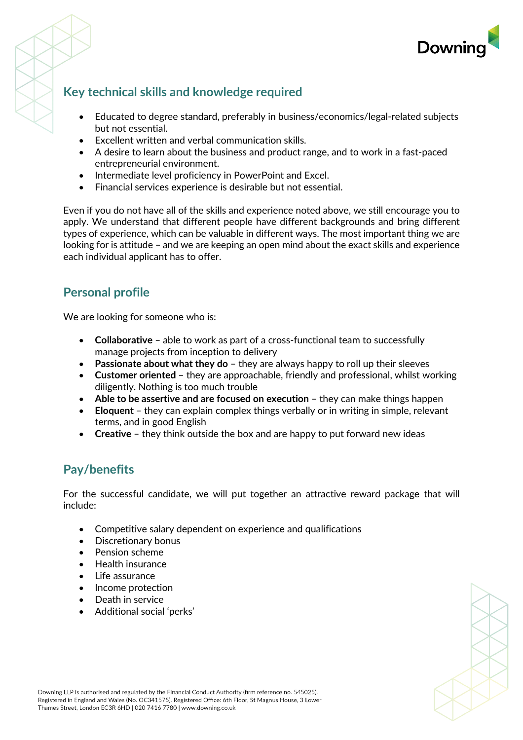## Key technical skills and knowledge required

- Educated to degree standard, preferably in business/economics/legal-related subjects but not essential.
- Excellent written and verbal communication skills.
- A desire to learn about the business and product range, and to work in a fast-paced entrepreneurial environment.
- Intermediate level proficiency in PowerPoint and Excel.
- Financial services experience is desirable but not essential.

Even if you do not have all of the skills and experience noted above, we still encourage you to apply. We understand that different people have different backgrounds and bring different types of experience, which can be valuable in different ways. The most important thing we are looking for is attitude – and we are keeping an open mind about the exact skills and experience each individual applicant has to offer.

## Personal profile

We are looking for someone who is:

- **Collaborative** – able to work as part of a cross-functional team to successfully manage projects from inception to delivery
- **Passionate about what they do** – they are always happy to roll up their sleeves
- **Customer oriented** – they are approachable, friendly and professional, whilst working diligently. Nothing is too much trouble
- **Able to be assertive and are focused on execution** – they can make things happen
- **Eloquent** – they can explain complex things verbally or in writing in simple, relevant terms, and in good English
- **Creative** – they think outside the box and are happy to put forward new ideas

## Pay/benefits

For the successful candidate, we will put together an attractive reward package that will include:

- Competitive salary dependent on experience and qualifications
- Discretionary bonus
- Pension scheme
- Health insurance
- Life assurance
- Income protection
- Death in service
- Additional social 'perks'

Downing LLP is authorised and regulated by the Financial Conduct Authority (firm reference no. 545025). Registered in England and Wales (No. OC341575). Registered Office: 6th Floor, St Magnus House, 3 Lower Thames Street, London EC3R 6HD | 020 7416 7780 | www.downing.co.uk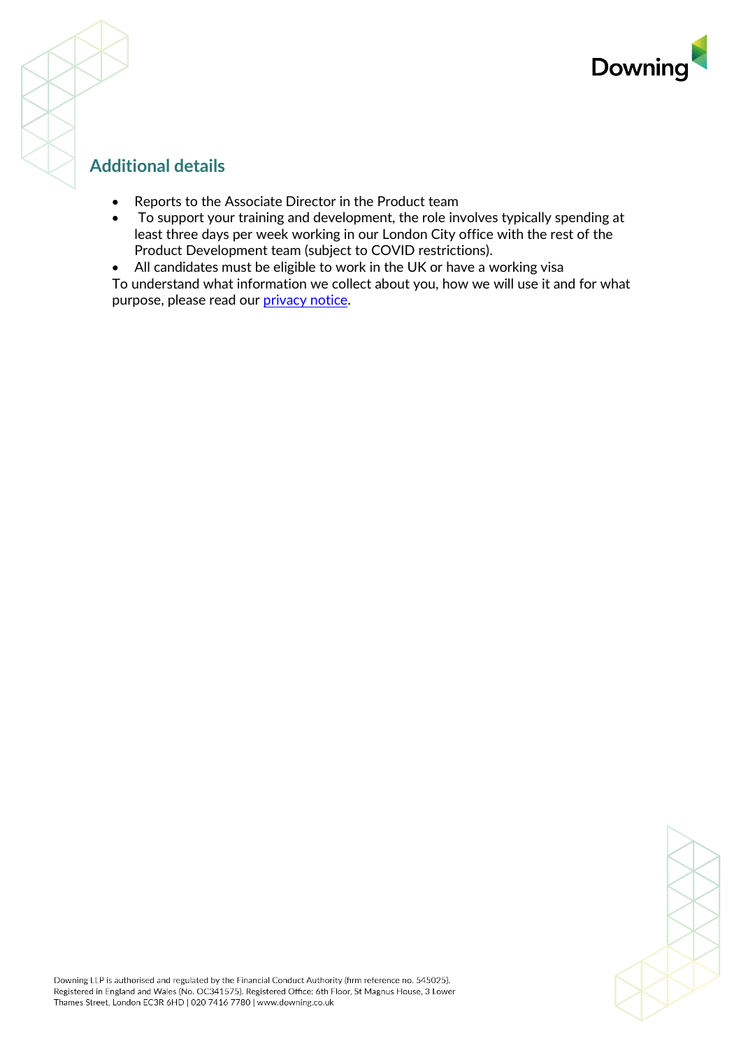## Additional details

- Reports to the Associate Director in the Product team
- To support your training and development, the role involves typically spending at least three days per week working in our London City office with the rest of the Product Development team (subject to COVID restrictions).
- All candidates must be eligible to work in the UK or have a working visa

To understand what information we collect about you, how we will use it and for what purpose, please read our privacy notice.